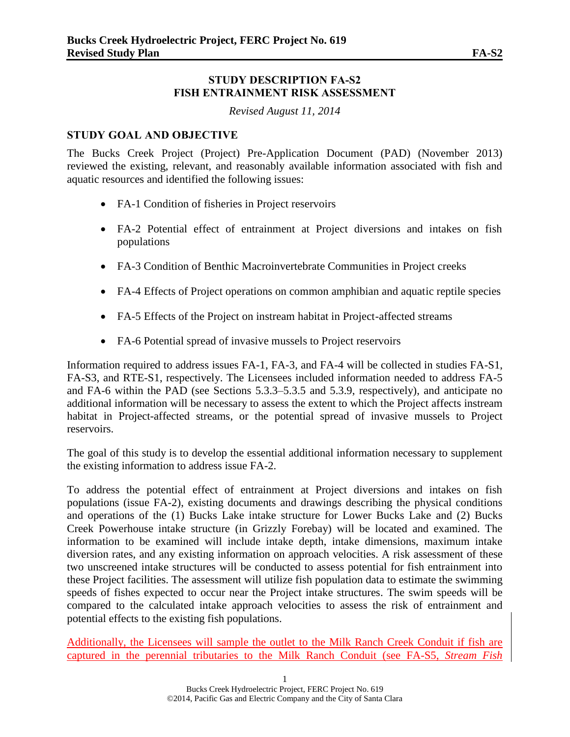# STUDY DESCRIPTION FA-S2
# FISH ENTRAINMENT RISK ASSESSMENT

*Revised August 11, 2014*

## STUDY GOAL AND OBJECTIVE

The Bucks Creek Project (Project) Pre-Application Document (PAD) (November 2013) reviewed the existing, relevant, and reasonably available information associated with fish and aquatic resources and identified the following issues:

- FA-1 Condition of fisheries in Project reservoirs
- FA-2 Potential effect of entrainment at Project diversions and intakes on fish populations
- FA-3 Condition of Benthic Macroinvertebrate Communities in Project creeks
- FA-4 Effects of Project operations on common amphibian and aquatic reptile species
- FA-5 Effects of the Project on instream habitat in Project-affected streams
- FA-6 Potential spread of invasive mussels to Project reservoirs

Information required to address issues FA-1, FA-3, and FA-4 will be collected in studies FA-S1, FA-S3, and RTE-S1, respectively. The Licensees included information needed to address FA-5 and FA-6 within the PAD (see Sections 5.3.3–5.3.5 and 5.3.9, respectively), and anticipate no additional information will be necessary to assess the extent to which the Project affects instream habitat in Project-affected streams, or the potential spread of invasive mussels to Project reservoirs.

The goal of this study is to develop the essential additional information necessary to supplement the existing information to address issue FA-2.

To address the potential effect of entrainment at Project diversions and intakes on fish populations (issue FA-2), existing documents and drawings describing the physical conditions and operations of the (1) Bucks Lake intake structure for Lower Bucks Lake and (2) Bucks Creek Powerhouse intake structure (in Grizzly Forebay) will be located and examined. The information to be examined will include intake depth, intake dimensions, maximum intake diversion rates, and any existing information on approach velocities. A risk assessment of these two unscreened intake structures will be conducted to assess potential for fish entrainment into these Project facilities. The assessment will utilize fish population data to estimate the swimming speeds of fishes expected to occur near the Project intake structures. The swim speeds will be compared to the calculated intake approach velocities to assess the risk of entrainment and potential effects to the existing fish populations.

Additionally, the Licensees will sample the outlet to the Milk Ranch Creek Conduit if fish are captured in the perennial tributaries to the Milk Ranch Conduit (see FA-S5, *Stream Fish*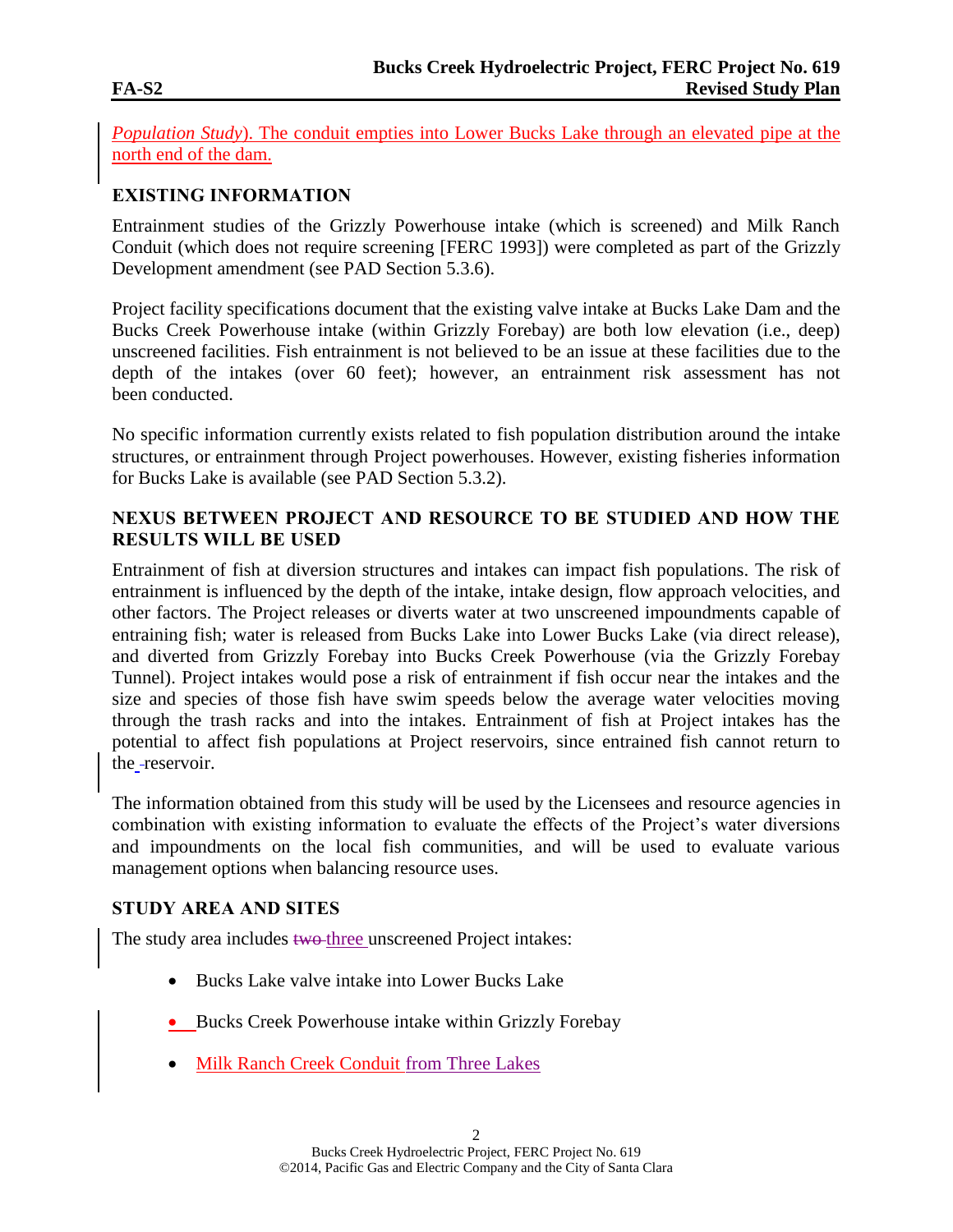*Population Study*). The conduit empties into Lower Bucks Lake through an elevated pipe at the north end of the dam.

## EXISTING INFORMATION

Entrainment studies of the Grizzly Powerhouse intake (which is screened) and Milk Ranch Conduit (which does not require screening [FERC 1993]) were completed as part of the Grizzly Development amendment (see PAD Section 5.3.6).

Project facility specifications document that the existing valve intake at Bucks Lake Dam and the Bucks Creek Powerhouse intake (within Grizzly Forebay) are both low elevation (i.e., deep) unscreened facilities. Fish entrainment is not believed to be an issue at these facilities due to the depth of the intakes (over 60 feet); however, an entrainment risk assessment has not been conducted.

No specific information currently exists related to fish population distribution around the intake structures, or entrainment through Project powerhouses. However, existing fisheries information for Bucks Lake is available (see PAD Section 5.3.2).

## NEXUS BETWEEN PROJECT AND RESOURCE TO BE STUDIED AND HOW THE RESULTS WILL BE USED

Entrainment of fish at diversion structures and intakes can impact fish populations. The risk of entrainment is influenced by the depth of the intake, intake design, flow approach velocities, and other factors. The Project releases or diverts water at two unscreened impoundments capable of entraining fish; water is released from Bucks Lake into Lower Bucks Lake (via direct release), and diverted from Grizzly Forebay into Bucks Creek Powerhouse (via the Grizzly Forebay Tunnel). Project intakes would pose a risk of entrainment if fish occur near the intakes and the size and species of those fish have swim speeds below the average water velocities moving through the trash racks and into the intakes. Entrainment of fish at Project intakes has the potential to affect fish populations at Project reservoirs, since entrained fish cannot return to the reservoir.

The information obtained from this study will be used by the Licensees and resource agencies in combination with existing information to evaluate the effects of the Project's water diversions and impoundments on the local fish communities, and will be used to evaluate various management options when balancing resource uses.

## STUDY AREA AND SITES

The study area includes ~~two~~ three unscreened Project intakes:

- Bucks Lake valve intake into Lower Bucks Lake
- Bucks Creek Powerhouse intake within Grizzly Forebay
- Milk Ranch Creek Conduit from Three Lakes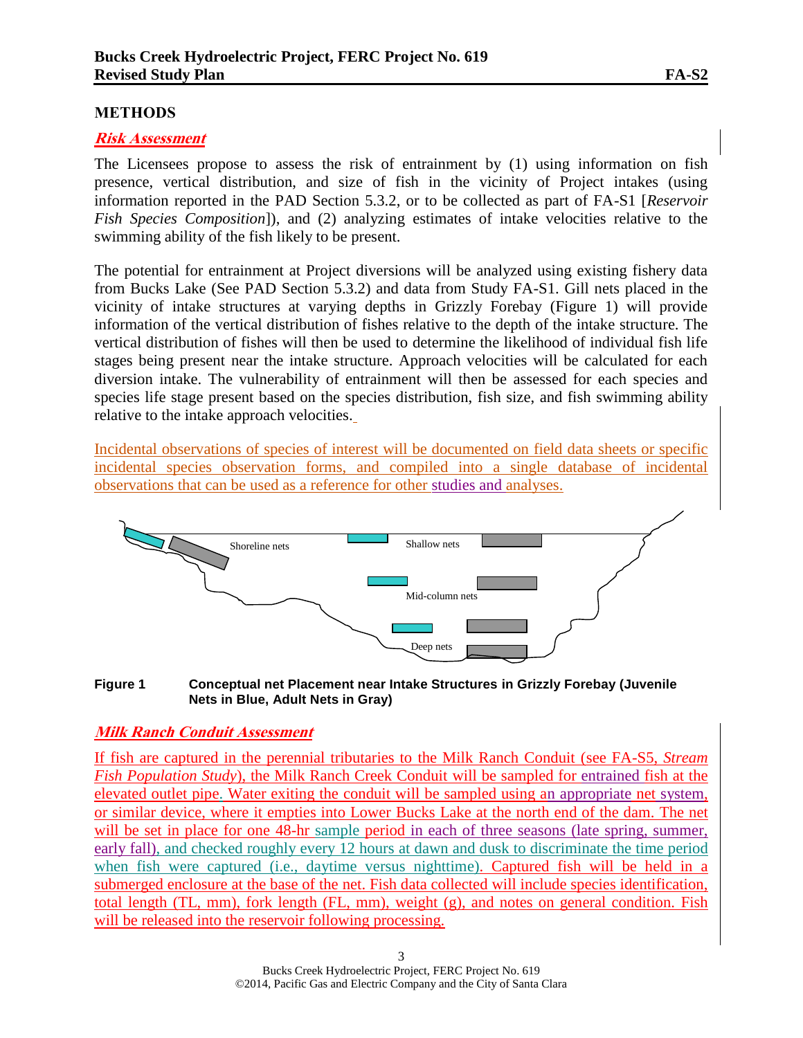## METHODS

### *Risk Assessment*

The Licensees propose to assess the risk of entrainment by (1) using information on fish presence, vertical distribution, and size of fish in the vicinity of Project intakes (using information reported in the PAD Section 5.3.2, or to be collected as part of FA-S1 [*Reservoir Fish Species Composition*]), and (2) analyzing estimates of intake velocities relative to the swimming ability of the fish likely to be present.

The potential for entrainment at Project diversions will be analyzed using existing fishery data from Bucks Lake (See PAD Section 5.3.2) and data from Study FA-S1. Gill nets placed in the vicinity of intake structures at varying depths in Grizzly Forebay (Figure 1) will provide information of the vertical distribution of fishes relative to the depth of the intake structure. The vertical distribution of fishes will then be used to determine the likelihood of individual fish life stages being present near the intake structure. Approach velocities will be calculated for each diversion intake. The vulnerability of entrainment will then be assessed for each species and species life stage present based on the species distribution, fish size, and fish swimming ability relative to the intake approach velocities.

Incidental observations of species of interest will be documented on field data sheets or specific incidental species observation forms, and compiled into a single database of incidental observations that can be used as a reference for other studies and analyses.

**Figure 1** Conceptual net Placement near Intake Structures in Grizzly Forebay (Juvenile Nets in Blue, Adult Nets in Gray)

### *Milk Ranch Conduit Assessment*

If fish are captured in the perennial tributaries to the Milk Ranch Conduit (see FA-S5, *Stream Fish Population Study*), the Milk Ranch Creek Conduit will be sampled for entrained fish at the elevated outlet pipe. Water exiting the conduit will be sampled using an appropriate net system, or similar device, where it empties into Lower Bucks Lake at the north end of the dam. The net will be set in place for one 48-hr sample period in each of three seasons (late spring, summer, early fall), and checked roughly every 12 hours at dawn and dusk to discriminate the time period when fish were captured (i.e., daytime versus nighttime). Captured fish will be held in a submerged enclosure at the base of the net. Fish data collected will include species identification, total length (TL, mm), fork length (FL, mm), weight (g), and notes on general condition. Fish will be released into the reservoir following processing.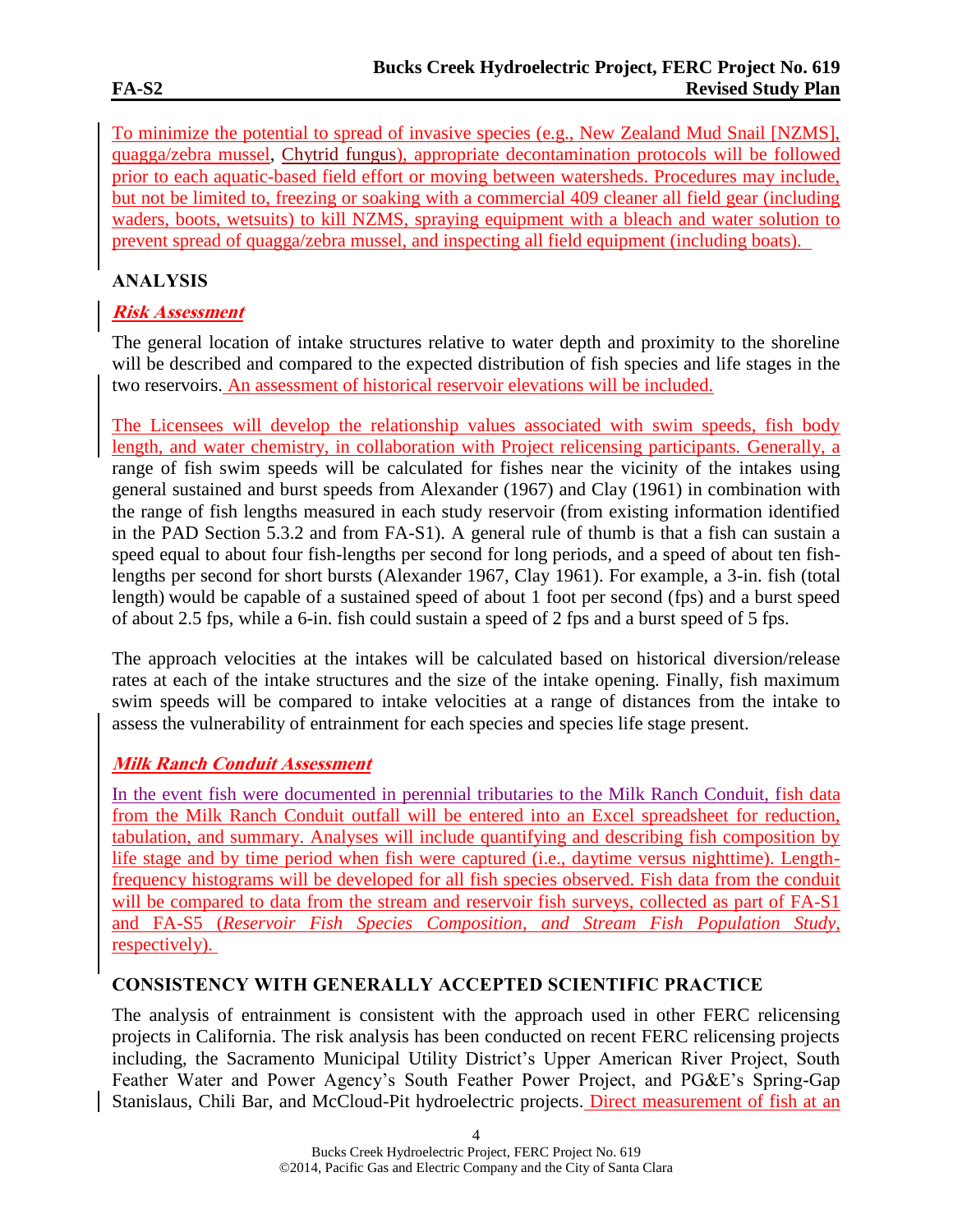To minimize the potential to spread of invasive species (e.g., New Zealand Mud Snail [NZMS], quagga/zebra mussel, Chytrid fungus), appropriate decontamination protocols will be followed prior to each aquatic-based field effort or moving between watersheds. Procedures may include, but not be limited to, freezing or soaking with a commercial 409 cleaner all field gear (including waders, boots, wetsuits) to kill NZMS, spraying equipment with a bleach and water solution to prevent spread of quagga/zebra mussel, and inspecting all field equipment (including boats).

## ANALYSIS

### *Risk Assessment*

The general location of intake structures relative to water depth and proximity to the shoreline will be described and compared to the expected distribution of fish species and life stages in the two reservoirs. An assessment of historical reservoir elevations will be included.

The Licensees will develop the relationship values associated with swim speeds, fish body length, and water chemistry, in collaboration with Project relicensing participants. Generally, a range of fish swim speeds will be calculated for fishes near the vicinity of the intakes using general sustained and burst speeds from Alexander (1967) and Clay (1961) in combination with the range of fish lengths measured in each study reservoir (from existing information identified in the PAD Section 5.3.2 and from FA-S1). A general rule of thumb is that a fish can sustain a speed equal to about four fish-lengths per second for long periods, and a speed of about ten fish-lengths per second for short bursts (Alexander 1967, Clay 1961). For example, a 3-in. fish (total length) would be capable of a sustained speed of about 1 foot per second (fps) and a burst speed of about 2.5 fps, while a 6-in. fish could sustain a speed of 2 fps and a burst speed of 5 fps.

The approach velocities at the intakes will be calculated based on historical diversion/release rates at each of the intake structures and the size of the intake opening. Finally, fish maximum swim speeds will be compared to intake velocities at a range of distances from the intake to assess the vulnerability of entrainment for each species and species life stage present.

### *Milk Ranch Conduit Assessment*

In the event fish were documented in perennial tributaries to the Milk Ranch Conduit, fish data from the Milk Ranch Conduit outfall will be entered into an Excel spreadsheet for reduction, tabulation, and summary. Analyses will include quantifying and describing fish composition by life stage and by time period when fish were captured (i.e., daytime versus nighttime). Length-frequency histograms will be developed for all fish species observed. Fish data from the conduit will be compared to data from the stream and reservoir fish surveys, collected as part of FA-S1 and FA-S5 (*Reservoir Fish Species Composition, and Stream Fish Population Study*, respectively).

## CONSISTENCY WITH GENERALLY ACCEPTED SCIENTIFIC PRACTICE

The analysis of entrainment is consistent with the approach used in other FERC relicensing projects in California. The risk analysis has been conducted on recent FERC relicensing projects including, the Sacramento Municipal Utility District's Upper American River Project, South Feather Water and Power Agency's South Feather Power Project, and PG&E's Spring-Gap Stanislaus, Chili Bar, and McCloud-Pit hydroelectric projects. Direct measurement of fish at an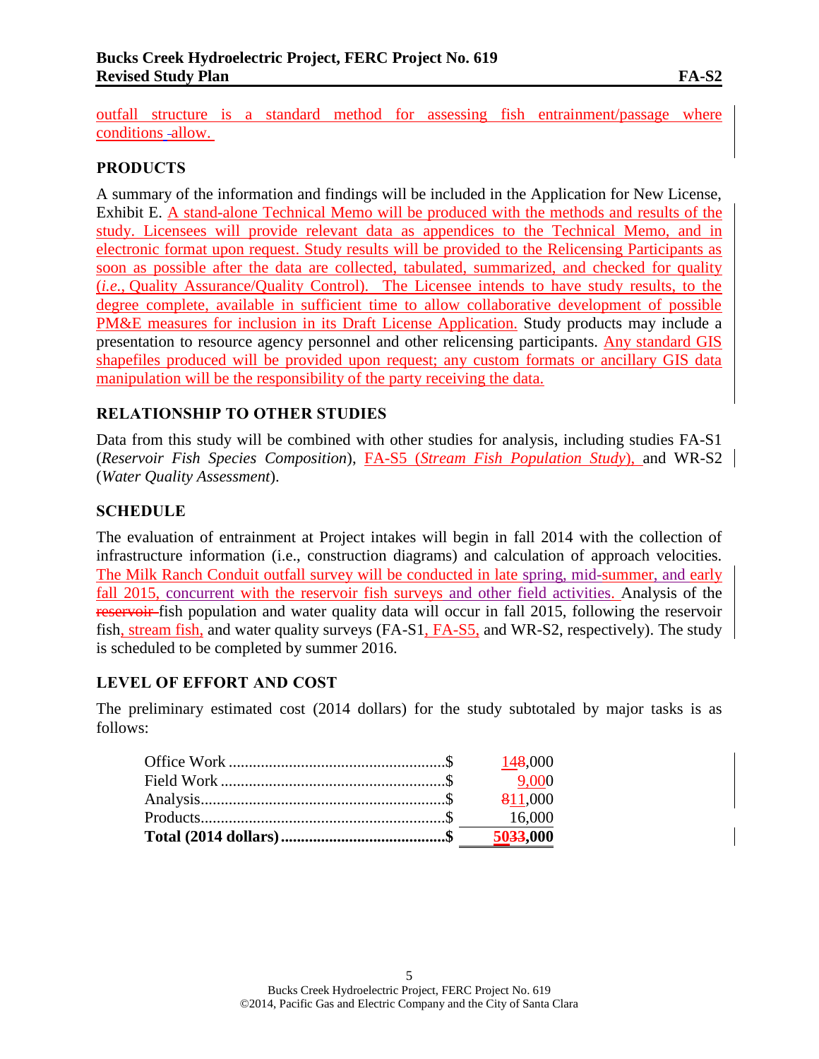outfall structure is a standard method for assessing fish entrainment/passage where conditions allow.

## PRODUCTS

A summary of the information and findings will be included in the Application for New License, Exhibit E. A stand-alone Technical Memo will be produced with the methods and results of the study. Licensees will provide relevant data as appendices to the Technical Memo, and in electronic format upon request. Study results will be provided to the Relicensing Participants as soon as possible after the data are collected, tabulated, summarized, and checked for quality (*i.e.*, Quality Assurance/Quality Control). The Licensee intends to have study results, to the degree complete, available in sufficient time to allow collaborative development of possible PM&E measures for inclusion in its Draft License Application. Study products may include a presentation to resource agency personnel and other relicensing participants. Any standard GIS shapefiles produced will be provided upon request; any custom formats or ancillary GIS data manipulation will be the responsibility of the party receiving the data.

## RELATIONSHIP TO OTHER STUDIES

Data from this study will be combined with other studies for analysis, including studies FA-S1 (*Reservoir Fish Species Composition*), FA-S5 (*Stream Fish Population Study*), and WR-S2 (*Water Quality Assessment*).

## SCHEDULE

The evaluation of entrainment at Project intakes will begin in fall 2014 with the collection of infrastructure information (i.e., construction diagrams) and calculation of approach velocities. The Milk Ranch Conduit outfall survey will be conducted in late spring, mid-summer, and early fall 2015, concurrent with the reservoir fish surveys and other field activities. Analysis of the ~~reservoir~~ fish population and water quality data will occur in fall 2015, following the reservoir fish, stream fish, and water quality surveys (FA-S1, FA-S5, and WR-S2, respectively). The study is scheduled to be completed by summer 2016.

## LEVEL OF EFFORT AND COST

The preliminary estimated cost (2014 dollars) for the study subtotaled by major tasks is as follows:

| Task | Cost |
|---|---|
| Office Work | $ 14~~8~~,000 |
| Field Work | $ 9,000 |
| Analysis | $ ~~8~~11,000 |
| Products | $ 16,000 |
| **Total (2014 dollars)** | **$ 50~~33~~,000** |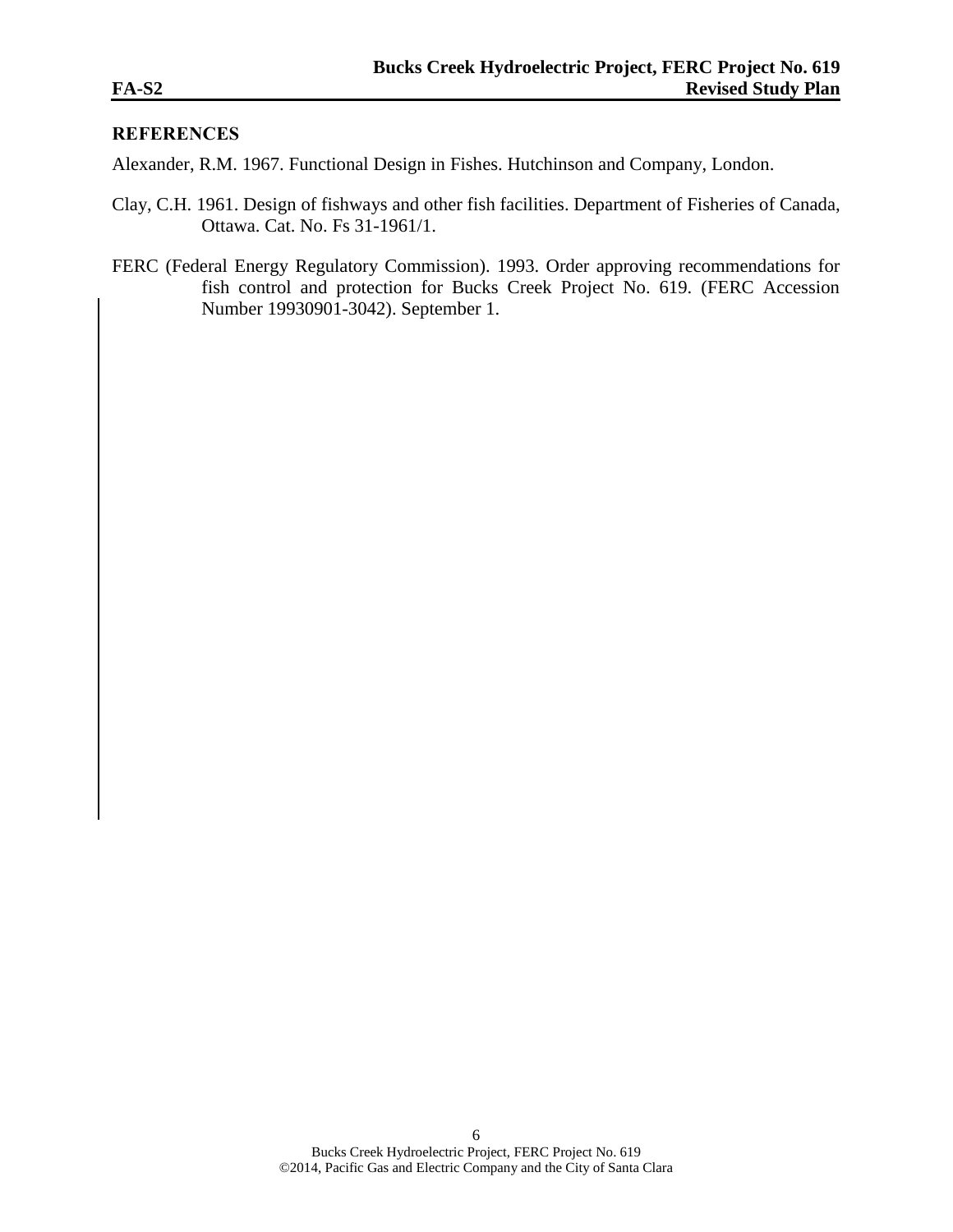## REFERENCES

Alexander, R.M. 1967. Functional Design in Fishes. Hutchinson and Company, London.

Clay, C.H. 1961. Design of fishways and other fish facilities. Department of Fisheries of Canada, Ottawa. Cat. No. Fs 31-1961/1.

FERC (Federal Energy Regulatory Commission). 1993. Order approving recommendations for fish control and protection for Bucks Creek Project No. 619. (FERC Accession Number 19930901-3042). September 1.